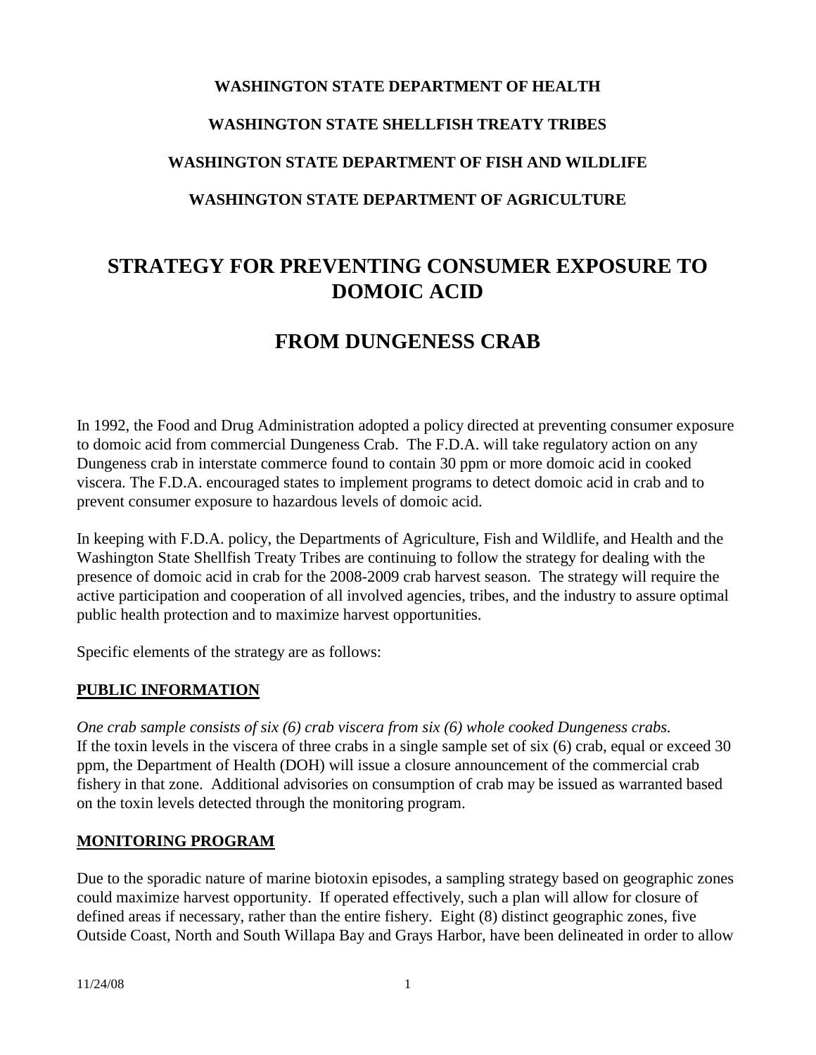**WASHINGTON STATE DEPARTMENT OF HEALTH**

**WASHINGTON STATE SHELLFISH TREATY TRIBES**

**WASHINGTON STATE DEPARTMENT OF FISH AND WILDLIFE**

**WASHINGTON STATE DEPARTMENT OF AGRICULTURE**

# STRATEGY FOR PREVENTING CONSUMER EXPOSURE TO DOMOIC ACID

# FROM DUNGENESS CRAB

In 1992, the Food and Drug Administration adopted a policy directed at preventing consumer exposure to domoic acid from commercial Dungeness Crab. The F.D.A. will take regulatory action on any Dungeness crab in interstate commerce found to contain 30 ppm or more domoic acid in cooked viscera. The F.D.A. encouraged states to implement programs to detect domoic acid in crab and to prevent consumer exposure to hazardous levels of domoic acid.

In keeping with F.D.A. policy, the Departments of Agriculture, Fish and Wildlife, and Health and the Washington State Shellfish Treaty Tribes are continuing to follow the strategy for dealing with the presence of domoic acid in crab for the 2008-2009 crab harvest season. The strategy will require the active participation and cooperation of all involved agencies, tribes, and the industry to assure optimal public health protection and to maximize harvest opportunities.

Specific elements of the strategy are as follows:

## PUBLIC INFORMATION

*One crab sample consists of six (6) crab viscera from six (6) whole cooked Dungeness crabs.*
If the toxin levels in the viscera of three crabs in a single sample set of six (6) crab, equal or exceed 30 ppm, the Department of Health (DOH) will issue a closure announcement of the commercial crab fishery in that zone. Additional advisories on consumption of crab may be issued as warranted based on the toxin levels detected through the monitoring program.

## MONITORING PROGRAM

Due to the sporadic nature of marine biotoxin episodes, a sampling strategy based on geographic zones could maximize harvest opportunity. If operated effectively, such a plan will allow for closure of defined areas if necessary, rather than the entire fishery. Eight (8) distinct geographic zones, five Outside Coast, North and South Willapa Bay and Grays Harbor, have been delineated in order to allow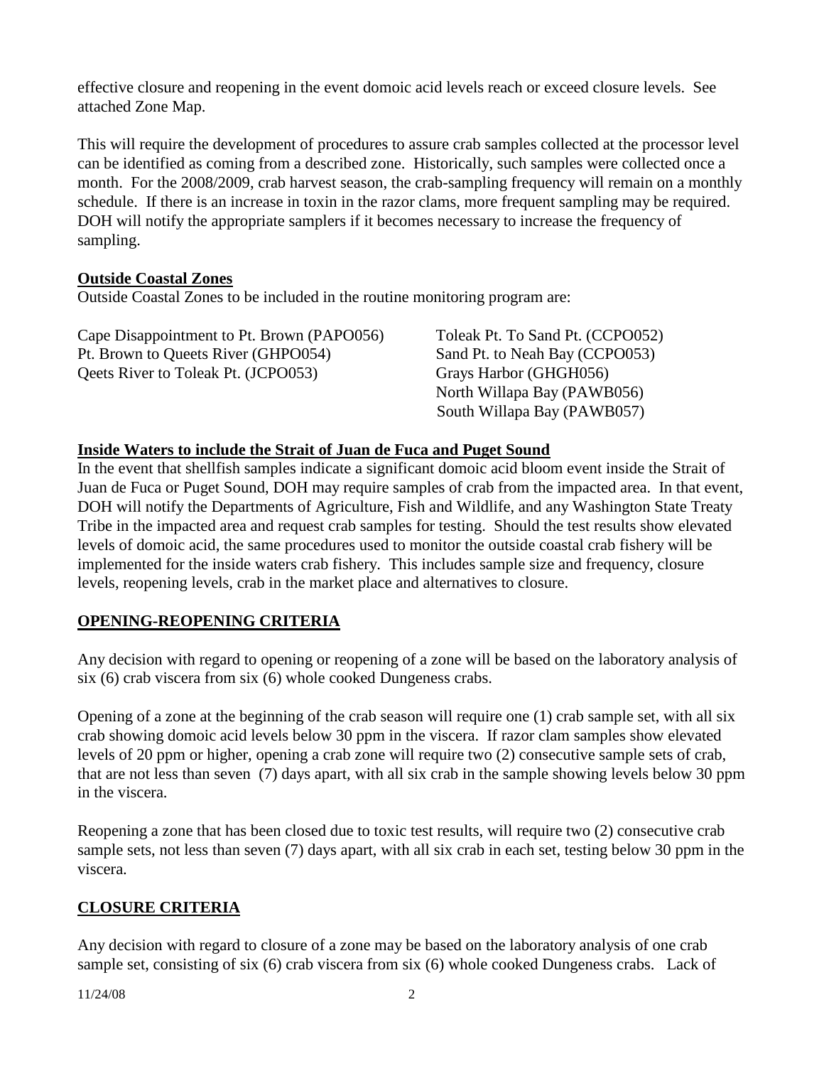effective closure and reopening in the event domoic acid levels reach or exceed closure levels. See attached Zone Map.

This will require the development of procedures to assure crab samples collected at the processor level can be identified as coming from a described zone. Historically, such samples were collected once a month. For the 2008/2009, crab harvest season, the crab-sampling frequency will remain on a monthly schedule. If there is an increase in toxin in the razor clams, more frequent sampling may be required. DOH will notify the appropriate samplers if it becomes necessary to increase the frequency of sampling.

**Outside Coastal Zones**

Outside Coastal Zones to be included in the routine monitoring program are:

Cape Disappointment to Pt. Brown (PAPO056)
Pt. Brown to Queets River (GHPO054)
Qeets River to Toleak Pt. (JCPO053)
Toleak Pt. To Sand Pt. (CCPO052)
Sand Pt. to Neah Bay (CCPO053)
Grays Harbor (GHGH056)
North Willapa Bay (PAWB056)
South Willapa Bay (PAWB057)

**Inside Waters to include the Strait of Juan de Fuca and Puget Sound**

In the event that shellfish samples indicate a significant domoic acid bloom event inside the Strait of Juan de Fuca or Puget Sound, DOH may require samples of crab from the impacted area. In that event, DOH will notify the Departments of Agriculture, Fish and Wildlife, and any Washington State Treaty Tribe in the impacted area and request crab samples for testing. Should the test results show elevated levels of domoic acid, the same procedures used to monitor the outside coastal crab fishery will be implemented for the inside waters crab fishery. This includes sample size and frequency, closure levels, reopening levels, crab in the market place and alternatives to closure.

## OPENING-REOPENING CRITERIA

Any decision with regard to opening or reopening of a zone will be based on the laboratory analysis of six (6) crab viscera from six (6) whole cooked Dungeness crabs.

Opening of a zone at the beginning of the crab season will require one (1) crab sample set, with all six crab showing domoic acid levels below 30 ppm in the viscera. If razor clam samples show elevated levels of 20 ppm or higher, opening a crab zone will require two (2) consecutive sample sets of crab, that are not less than seven (7) days apart, with all six crab in the sample showing levels below 30 ppm in the viscera.

Reopening a zone that has been closed due to toxic test results, will require two (2) consecutive crab sample sets, not less than seven (7) days apart, with all six crab in each set, testing below 30 ppm in the viscera.

## CLOSURE CRITERIA

Any decision with regard to closure of a zone may be based on the laboratory analysis of one crab sample set, consisting of six (6) crab viscera from six (6) whole cooked Dungeness crabs. Lack of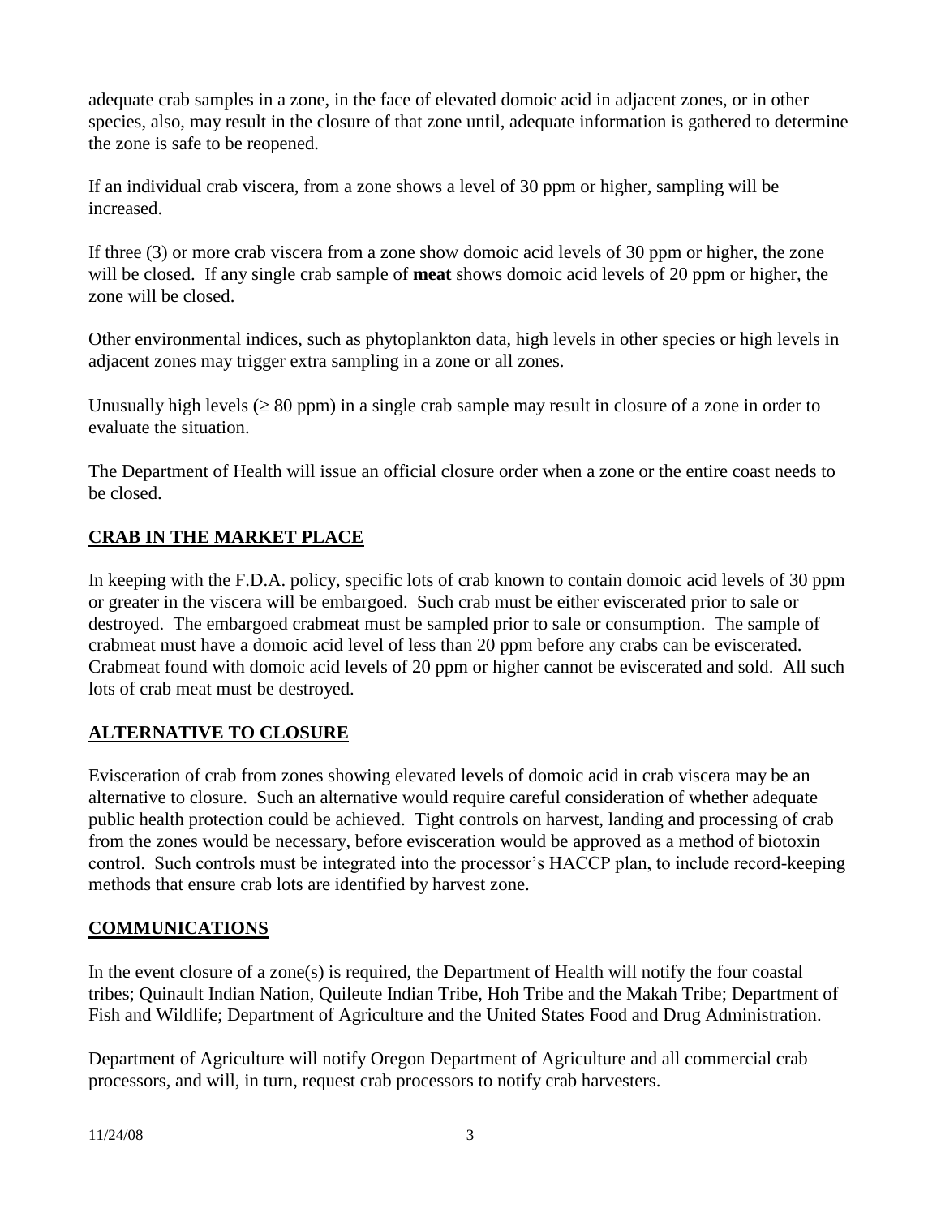adequate crab samples in a zone, in the face of elevated domoic acid in adjacent zones, or in other species, also, may result in the closure of that zone until, adequate information is gathered to determine the zone is safe to be reopened.

If an individual crab viscera, from a zone shows a level of 30 ppm or higher, sampling will be increased.

If three (3) or more crab viscera from a zone show domoic acid levels of 30 ppm or higher, the zone will be closed. If any single crab sample of **meat** shows domoic acid levels of 20 ppm or higher, the zone will be closed.

Other environmental indices, such as phytoplankton data, high levels in other species or high levels in adjacent zones may trigger extra sampling in a zone or all zones.

Unusually high levels ($\geq$ 80 ppm) in a single crab sample may result in closure of a zone in order to evaluate the situation.

The Department of Health will issue an official closure order when a zone or the entire coast needs to be closed.

## CRAB IN THE MARKET PLACE

In keeping with the F.D.A. policy, specific lots of crab known to contain domoic acid levels of 30 ppm or greater in the viscera will be embargoed. Such crab must be either eviscerated prior to sale or destroyed. The embargoed crabmeat must be sampled prior to sale or consumption. The sample of crabmeat must have a domoic acid level of less than 20 ppm before any crabs can be eviscerated. Crabmeat found with domoic acid levels of 20 ppm or higher cannot be eviscerated and sold. All such lots of crab meat must be destroyed.

## ALTERNATIVE TO CLOSURE

Evisceration of crab from zones showing elevated levels of domoic acid in crab viscera may be an alternative to closure. Such an alternative would require careful consideration of whether adequate public health protection could be achieved. Tight controls on harvest, landing and processing of crab from the zones would be necessary, before evisceration would be approved as a method of biotoxin control. Such controls must be integrated into the processor's HACCP plan, to include record-keeping methods that ensure crab lots are identified by harvest zone.

## COMMUNICATIONS

In the event closure of a zone(s) is required, the Department of Health will notify the four coastal tribes; Quinault Indian Nation, Quileute Indian Tribe, Hoh Tribe and the Makah Tribe; Department of Fish and Wildlife; Department of Agriculture and the United States Food and Drug Administration.

Department of Agriculture will notify Oregon Department of Agriculture and all commercial crab processors, and will, in turn, request crab processors to notify crab harvesters.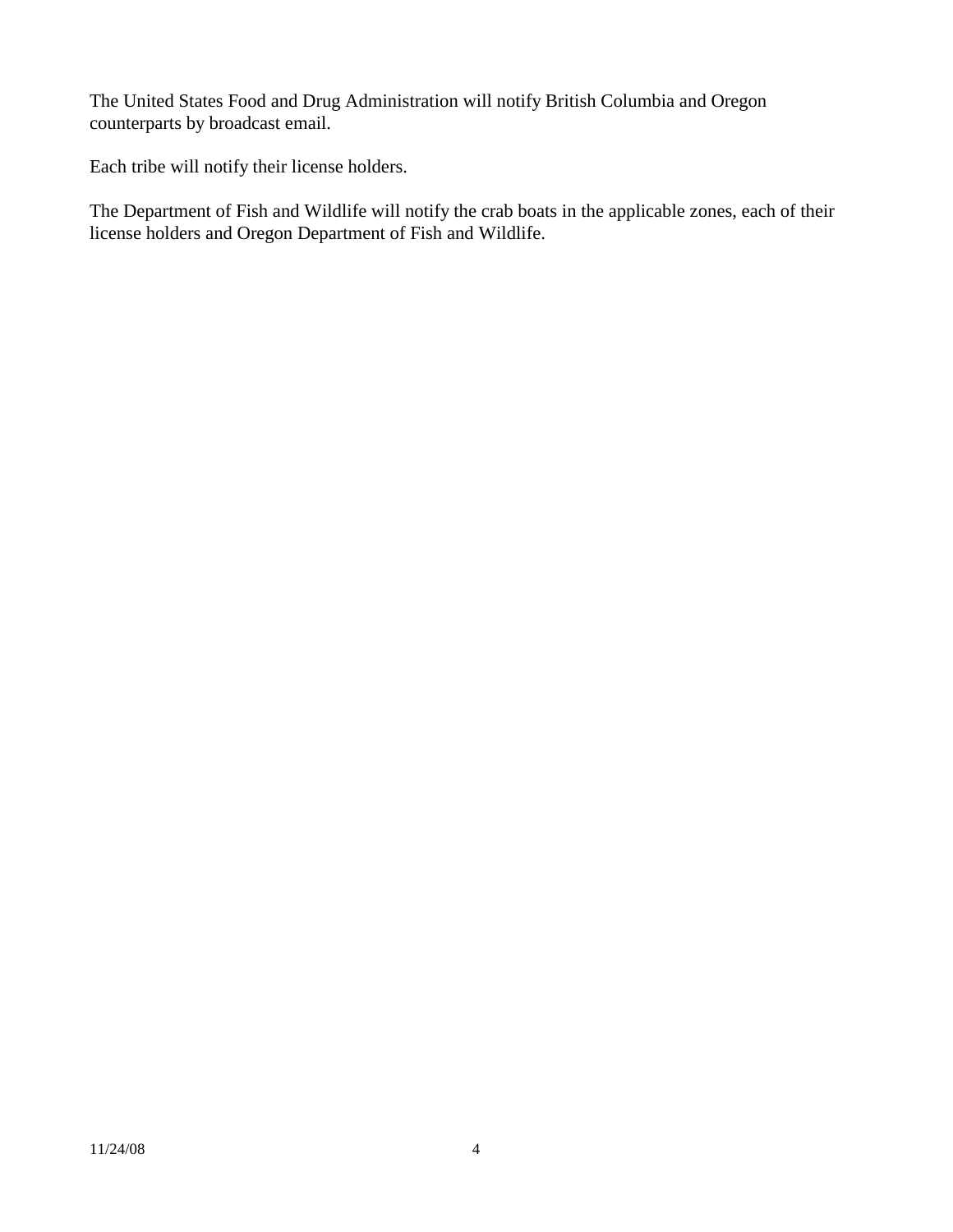The United States Food and Drug Administration will notify British Columbia and Oregon counterparts by broadcast email.

Each tribe will notify their license holders.

The Department of Fish and Wildlife will notify the crab boats in the applicable zones, each of their license holders and Oregon Department of Fish and Wildlife.